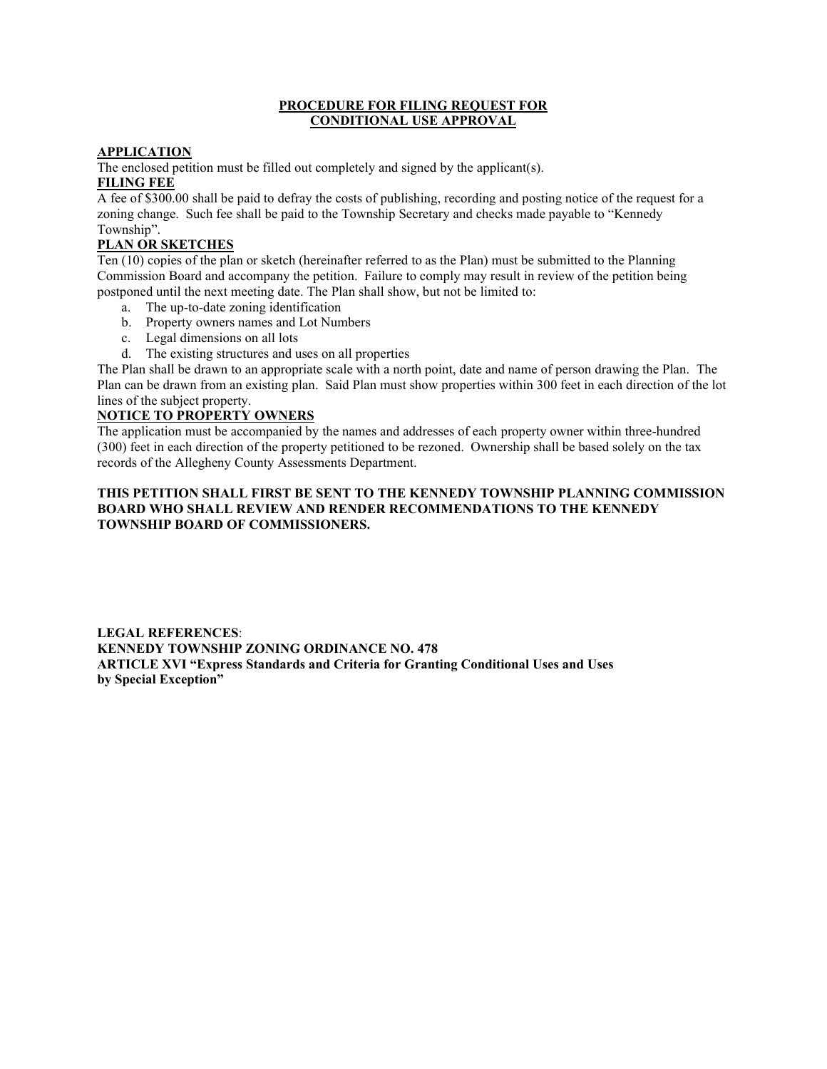# PROCEDURE FOR FILING REQUEST FOR CONDITIONAL USE APPROVAL

## APPLICATION

The enclosed petition must be filled out completely and signed by the applicant(s).

## FILING FEE

A fee of $300.00 shall be paid to defray the costs of publishing, recording and posting notice of the request for a zoning change. Such fee shall be paid to the Township Secretary and checks made payable to "Kennedy Township".

## PLAN OR SKETCHES

Ten (10) copies of the plan or sketch (hereinafter referred to as the Plan) must be submitted to the Planning Commission Board and accompany the petition. Failure to comply may result in review of the petition being postponed until the next meeting date. The Plan shall show, but not be limited to:

a. The up-to-date zoning identification
b. Property owners names and Lot Numbers
c. Legal dimensions on all lots
d. The existing structures and uses on all properties

The Plan shall be drawn to an appropriate scale with a north point, date and name of person drawing the Plan. The Plan can be drawn from an existing plan. Said Plan must show properties within 300 feet in each direction of the lot lines of the subject property.

## NOTICE TO PROPERTY OWNERS

The application must be accompanied by the names and addresses of each property owner within three-hundred (300) feet in each direction of the property petitioned to be rezoned. Ownership shall be based solely on the tax records of the Allegheny County Assessments Department.

**THIS PETITION SHALL FIRST BE SENT TO THE KENNEDY TOWNSHIP PLANNING COMMISSION BOARD WHO SHALL REVIEW AND RENDER RECOMMENDATIONS TO THE KENNEDY TOWNSHIP BOARD OF COMMISSIONERS.**

**LEGAL REFERENCES**:
**KENNEDY TOWNSHIP ZONING ORDINANCE NO. 478**
**ARTICLE XVI "Express Standards and Criteria for Granting Conditional Uses and Uses by Special Exception"**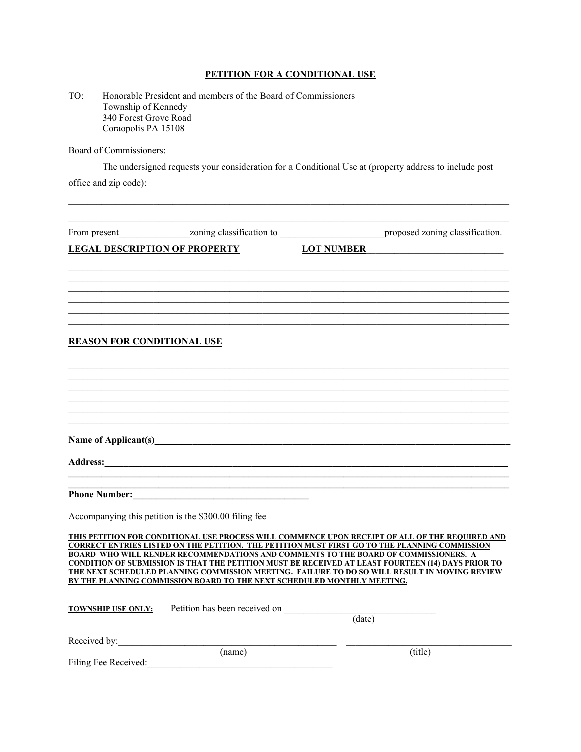# PETITION FOR A CONDITIONAL USE

TO: Honorable President and members of the Board of Commissioners
Township of Kennedy
340 Forest Grove Road
Coraopolis PA 15108

Board of Commissioners:

The undersigned requests your consideration for a Conditional Use at (property address to include post office and zip code):

______________________________________________________________________________

______________________________________________________________________________

From present_______________zoning classification to ______________________proposed zoning classification.

**LEGAL DESCRIPTION OF PROPERTY** **LOT NUMBER**______________________________

______________________________________________________________________________
______________________________________________________________________________
______________________________________________________________________________
______________________________________________________________________________
______________________________________________________________________________
______________________________________________________________________________

**REASON FOR CONDITIONAL USE**

______________________________________________________________________________
______________________________________________________________________________
______________________________________________________________________________
______________________________________________________________________________
______________________________________________________________________________
______________________________________________________________________________

**Name of Applicant(s)**______________________________________________________________

**Address:**______________________________________________________________________
______________________________________________________________________________
______________________________________________________________________________

**Phone Number:**_____________________________________

Accompanying this petition is the $300.00 filing fee

**THIS PETITION FOR CONDITIONAL USE PROCESS WILL COMMENCE UPON RECEIPT OF ALL OF THE REQUIRED AND CORRECT ENTRIES LISTED ON THE PETITION. THE PETITION MUST FIRST GO TO THE PLANNING COMMISSION BOARD WHO WILL RENDER RECOMMENDATIONS AND COMMENTS TO THE BOARD OF COMMISSIONERS. A CONDITION OF SUBMISSION IS THAT THE PETITION MUST BE RECEIVED AT LEAST FOURTEEN (14) DAYS PRIOR TO THE NEXT SCHEDULED PLANNING COMMISSION MEETING. FAILURE TO DO SO WILL RESULT IN MOVING REVIEW BY THE PLANNING COMMISSION BOARD TO THE NEXT SCHEDULED MONTHLY MEETING.**

**TOWNSHIP USE ONLY:** Petition has been received on ________________________________
(date)

Received by:_______________________________________________ ___________________________________
(name) (title)

Filing Fee Received:______________________________________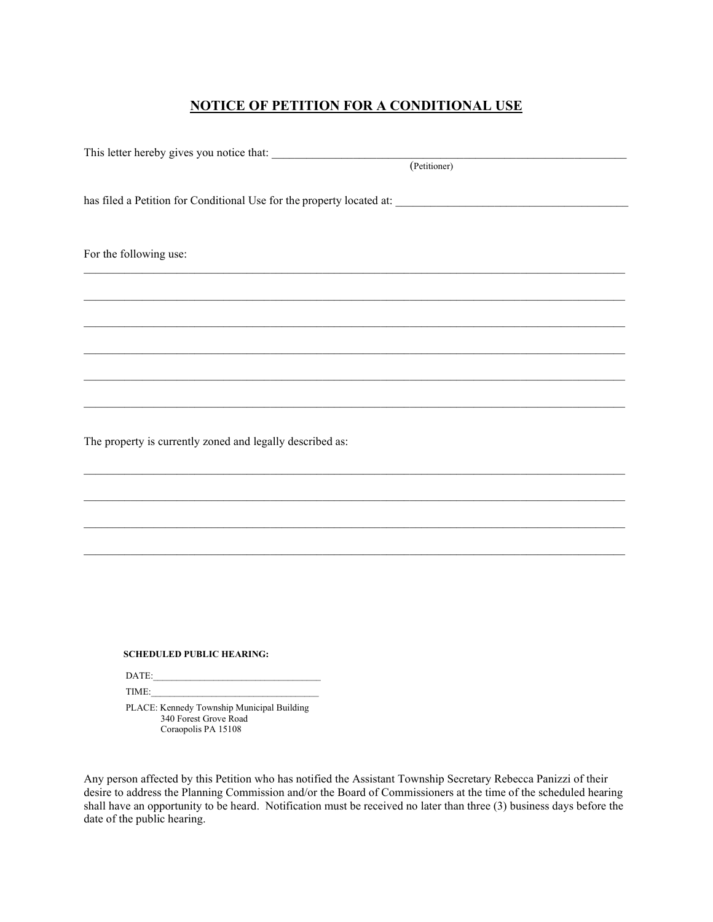# NOTICE OF PETITION FOR A CONDITIONAL USE

This letter hereby gives you notice that: ________________________________________________________________
(Petitioner)

has filed a Petition for Conditional Use for the property located at: ________________________________________

For the following use:

________________________________________________________________________________________

________________________________________________________________________________________

________________________________________________________________________________________

________________________________________________________________________________________

________________________________________________________________________________________

________________________________________________________________________________________

The property is currently zoned and legally described as:

________________________________________________________________________________________

________________________________________________________________________________________

________________________________________________________________________________________

________________________________________________________________________________________

**SCHEDULED PUBLIC HEARING:**

DATE:__________________________________

TIME:__________________________________

PLACE: Kennedy Township Municipal Building
340 Forest Grove Road
Coraopolis PA 15108

Any person affected by this Petition who has notified the Assistant Township Secretary Rebecca Panizzi of their desire to address the Planning Commission and/or the Board of Commissioners at the time of the scheduled hearing shall have an opportunity to be heard. Notification must be received no later than three (3) business days before the date of the public hearing.